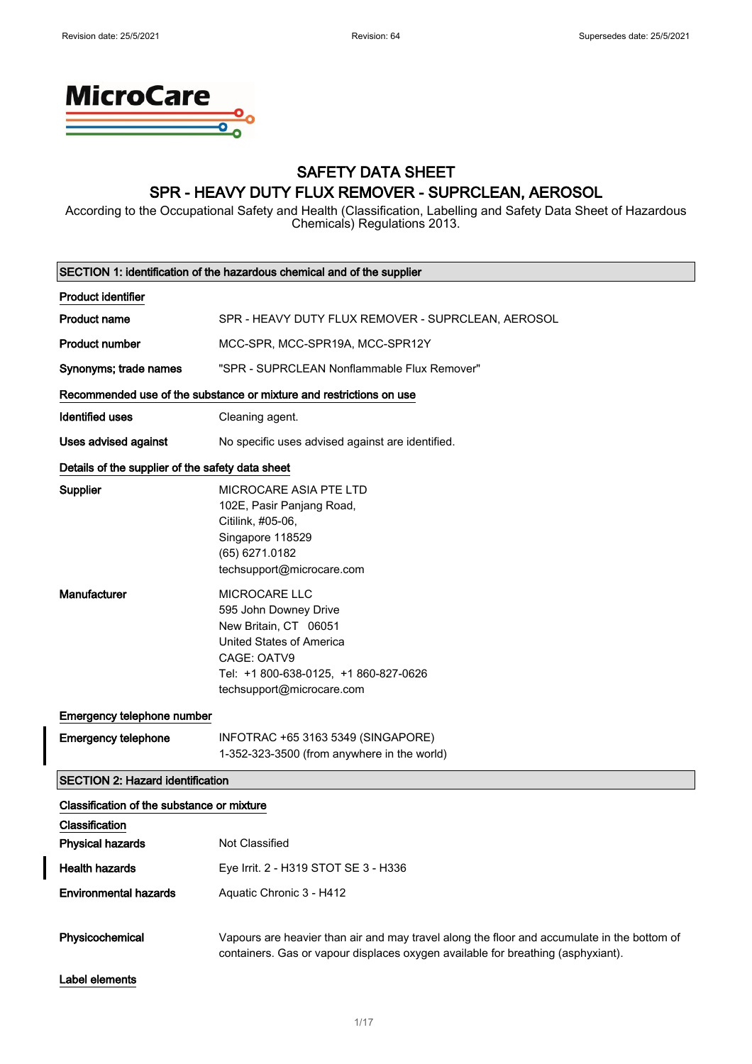# SAFETY DATA SHEET

## SPR - HEAVY DUTY FLUX REMOVER - SUPRCLEAN, AEROSOL

According to the Occupational Safety and Health (Classification, Labelling and Safety Data Sheet of Hazardous Chemicals) Regulations 2013.

### SECTION 1: Identification of the hazardous chemical and of the supplier

**Product identifier**

| | |
|---|---|
| **Product name** | SPR - HEAVY DUTY FLUX REMOVER - SUPRCLEAN, AEROSOL |
| **Product number** | MCC-SPR, MCC-SPR19A, MCC-SPR12Y |
| **Synonyms; trade names** | "SPR - SUPRCLEAN Nonflammable Flux Remover" |

**Recommended use of the substance or mixture and restrictions on use**

| | |
|---|---|
| **Identified uses** | Cleaning agent. |
| **Uses advised against** | No specific uses advised against are identified. |

**Details of the supplier of the safety data sheet**

| | |
|---|---|
| **Supplier** | MICROCARE ASIA PTE LTD<br>102E, Pasir Panjang Road,<br>Citilink, #05-06,<br>Singapore 118529<br>(65) 6271.0182<br>techsupport@microcare.com |
| **Manufacturer** | MICROCARE LLC<br>595 John Downey Drive<br>New Britain, CT 06051<br>United States of America<br>CAGE: OATV9<br>Tel: +1 800-638-0125, +1 860-827-0626<br>techsupport@microcare.com |

**Emergency telephone number**

| | |
|---|---|
| **Emergency telephone** | INFOTRAC +65 3163 5349 (SINGAPORE)<br>1-352-323-3500 (from anywhere in the world) |

### SECTION 2: Hazard identification

**Classification of the substance or mixture**

**Classification**

| | |
|---|---|
| **Physical hazards** | Not Classified |
| **Health hazards** | Eye Irrit. 2 - H319 STOT SE 3 - H336 |
| **Environmental hazards** | Aquatic Chronic 3 - H412 |
| **Physicochemical** | Vapours are heavier than air and may travel along the floor and accumulate in the bottom of containers. Gas or vapour displaces oxygen available for breathing (asphyxiant). |

**Label elements**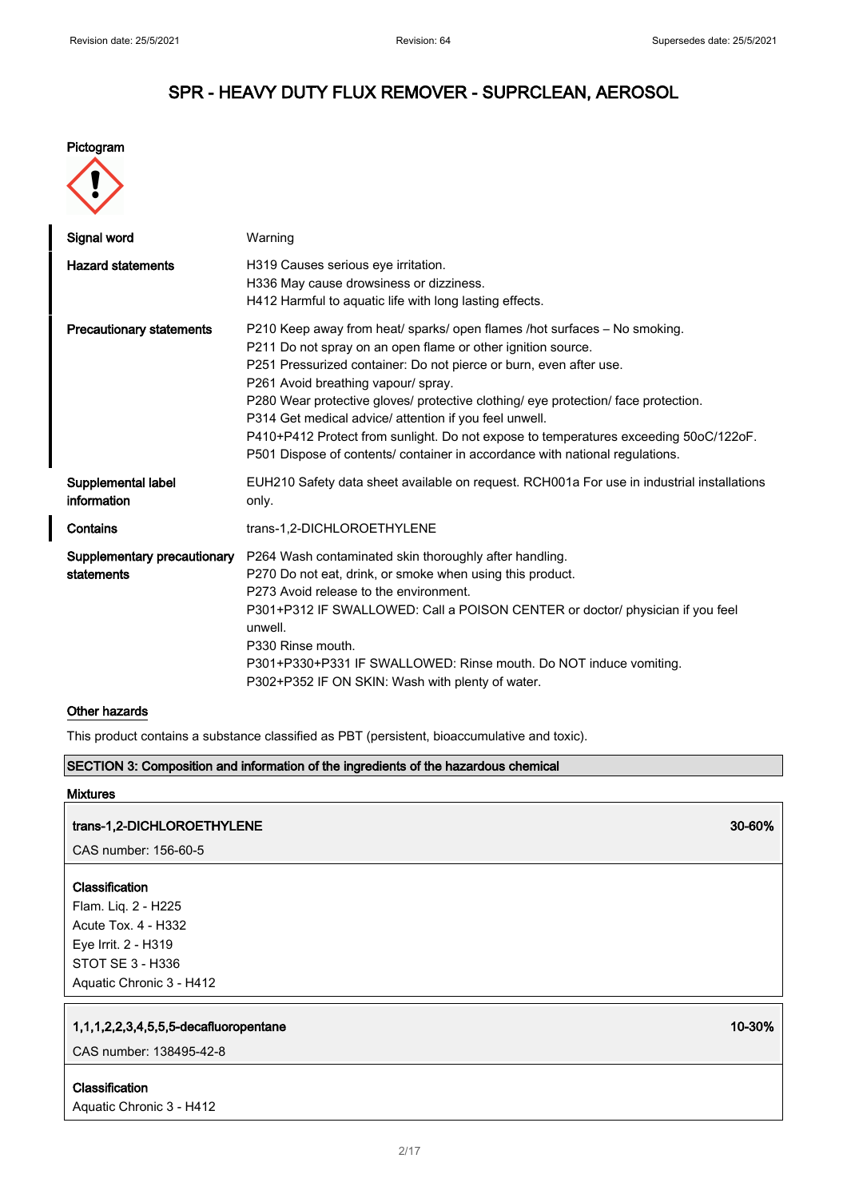# SPR - HEAVY DUTY FLUX REMOVER - SUPRCLEAN, AEROSOL

**Pictogram**

| | |
|---|---|
| **Signal word** | Warning |
| **Hazard statements** | H319 Causes serious eye irritation.<br>H336 May cause drowsiness or dizziness.<br>H412 Harmful to aquatic life with long lasting effects. |
| **Precautionary statements** | P210 Keep away from heat/ sparks/ open flames /hot surfaces – No smoking.<br>P211 Do not spray on an open flame or other ignition source.<br>P251 Pressurized container: Do not pierce or burn, even after use.<br>P261 Avoid breathing vapour/ spray.<br>P280 Wear protective gloves/ protective clothing/ eye protection/ face protection.<br>P314 Get medical advice/ attention if you feel unwell.<br>P410+P412 Protect from sunlight. Do not expose to temperatures exceeding 50oC/122oF.<br>P501 Dispose of contents/ container in accordance with national regulations. |
| **Supplemental label information** | EUH210 Safety data sheet available on request. RCH001a For use in industrial installations only. |
| **Contains** | trans-1,2-DICHLOROETHYLENE |
| **Supplementary precautionary statements** | P264 Wash contaminated skin thoroughly after handling.<br>P270 Do not eat, drink, or smoke when using this product.<br>P273 Avoid release to the environment.<br>P301+P312 IF SWALLOWED: Call a POISON CENTER or doctor/ physician if you feel unwell.<br>P330 Rinse mouth.<br>P301+P330+P331 IF SWALLOWED: Rinse mouth. Do NOT induce vomiting.<br>P302+P352 IF ON SKIN: Wash with plenty of water. |

**Other hazards**

This product contains a substance classified as PBT (persistent, bioaccumulative and toxic).

## SECTION 3: Composition and information of the ingredients of the hazardous chemical

**Mixtures**

**trans-1,2-DICHLOROETHYLENE** — **30-60%**

CAS number: 156-60-5

**Classification**

Flam. Liq. 2 - H225
Acute Tox. 4 - H332
Eye Irrit. 2 - H319
STOT SE 3 - H336
Aquatic Chronic 3 - H412

**1,1,1,2,2,3,4,5,5,5-decafluoropentane** — **10-30%**

CAS number: 138495-42-8

**Classification**

Aquatic Chronic 3 - H412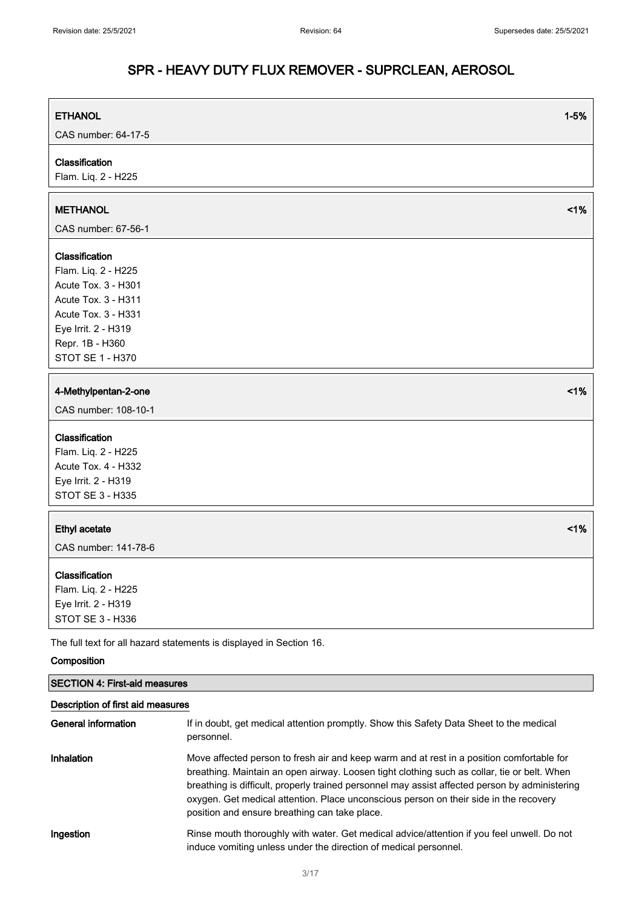**ETHANOL** 1-5%

CAS number: 64-17-5

**Classification**

Flam. Liq. 2 - H225

**METHANOL** <1%

CAS number: 67-56-1

**Classification**

Flam. Liq. 2 - H225
Acute Tox. 3 - H301
Acute Tox. 3 - H311
Acute Tox. 3 - H331
Eye Irrit. 2 - H319
Repr. 1B - H360
STOT SE 1 - H370

**4-Methylpentan-2-one** <1%

CAS number: 108-10-1

**Classification**

Flam. Liq. 2 - H225
Acute Tox. 4 - H332
Eye Irrit. 2 - H319
STOT SE 3 - H335

**Ethyl acetate** <1%

CAS number: 141-78-6

**Classification**

Flam. Liq. 2 - H225
Eye Irrit. 2 - H319
STOT SE 3 - H336

The full text for all hazard statements is displayed in Section 16.

**Composition**

## SECTION 4: First-aid measures

### Description of first aid measures

| | |
|---|---|
| **General information** | If in doubt, get medical attention promptly. Show this Safety Data Sheet to the medical personnel. |
| **Inhalation** | Move affected person to fresh air and keep warm and at rest in a position comfortable for breathing. Maintain an open airway. Loosen tight clothing such as collar, tie or belt. When breathing is difficult, properly trained personnel may assist affected person by administering oxygen. Get medical attention. Place unconscious person on their side in the recovery position and ensure breathing can take place. |
| **Ingestion** | Rinse mouth thoroughly with water. Get medical advice/attention if you feel unwell. Do not induce vomiting unless under the direction of medical personnel. |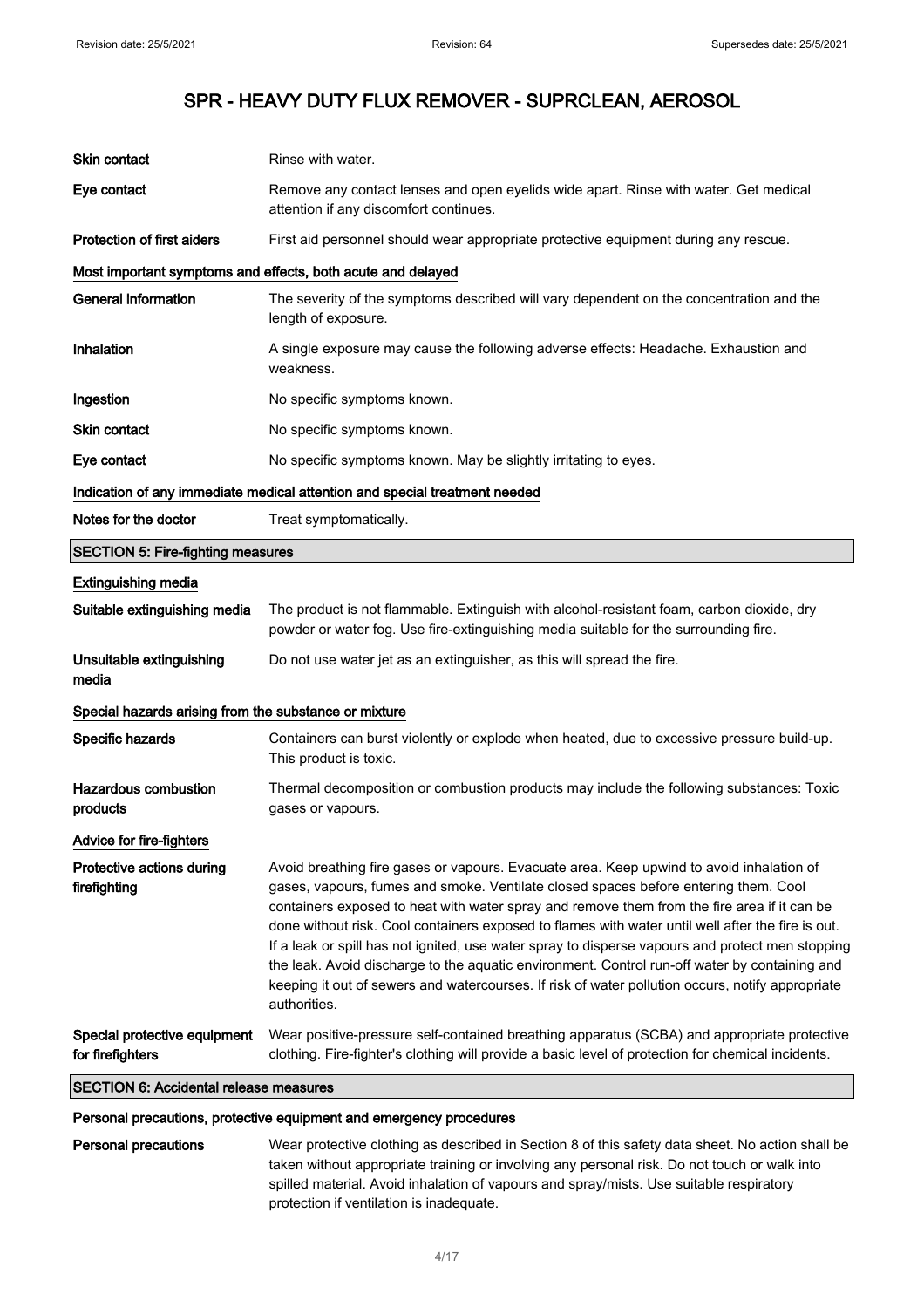| | |
|---|---|
| **Skin contact** | Rinse with water. |
| **Eye contact** | Remove any contact lenses and open eyelids wide apart. Rinse with water. Get medical attention if any discomfort continues. |
| **Protection of first aiders** | First aid personnel should wear appropriate protective equipment during any rescue. |

#### Most important symptoms and effects, both acute and delayed

| | |
|---|---|
| **General information** | The severity of the symptoms described will vary dependent on the concentration and the length of exposure. |
| **Inhalation** | A single exposure may cause the following adverse effects: Headache. Exhaustion and weakness. |
| **Ingestion** | No specific symptoms known. |
| **Skin contact** | No specific symptoms known. |
| **Eye contact** | No specific symptoms known. May be slightly irritating to eyes. |

#### Indication of any immediate medical attention and special treatment needed

| | |
|---|---|
| **Notes for the doctor** | Treat symptomatically. |

## SECTION 5: Fire-fighting measures

#### Extinguishing media

| | |
|---|---|
| **Suitable extinguishing media** | The product is not flammable. Extinguish with alcohol-resistant foam, carbon dioxide, dry powder or water fog. Use fire-extinguishing media suitable for the surrounding fire. |
| **Unsuitable extinguishing media** | Do not use water jet as an extinguisher, as this will spread the fire. |

#### Special hazards arising from the substance or mixture

| | |
|---|---|
| **Specific hazards** | Containers can burst violently or explode when heated, due to excessive pressure build-up. This product is toxic. |
| **Hazardous combustion products** | Thermal decomposition or combustion products may include the following substances: Toxic gases or vapours. |

#### Advice for fire-fighters

| | |
|---|---|
| **Protective actions during firefighting** | Avoid breathing fire gases or vapours. Evacuate area. Keep upwind to avoid inhalation of gases, vapours, fumes and smoke. Ventilate closed spaces before entering them. Cool containers exposed to heat with water spray and remove them from the fire area if it can be done without risk. Cool containers exposed to flames with water until well after the fire is out. If a leak or spill has not ignited, use water spray to disperse vapours and protect men stopping the leak. Avoid discharge to the aquatic environment. Control run-off water by containing and keeping it out of sewers and watercourses. If risk of water pollution occurs, notify appropriate authorities. |
| **Special protective equipment for firefighters** | Wear positive-pressure self-contained breathing apparatus (SCBA) and appropriate protective clothing. Fire-fighter's clothing will provide a basic level of protection for chemical incidents. |

## SECTION 6: Accidental release measures

#### Personal precautions, protective equipment and emergency procedures

| | |
|---|---|
| **Personal precautions** | Wear protective clothing as described in Section 8 of this safety data sheet. No action shall be taken without appropriate training or involving any personal risk. Do not touch or walk into spilled material. Avoid inhalation of vapours and spray/mists. Use suitable respiratory protection if ventilation is inadequate. |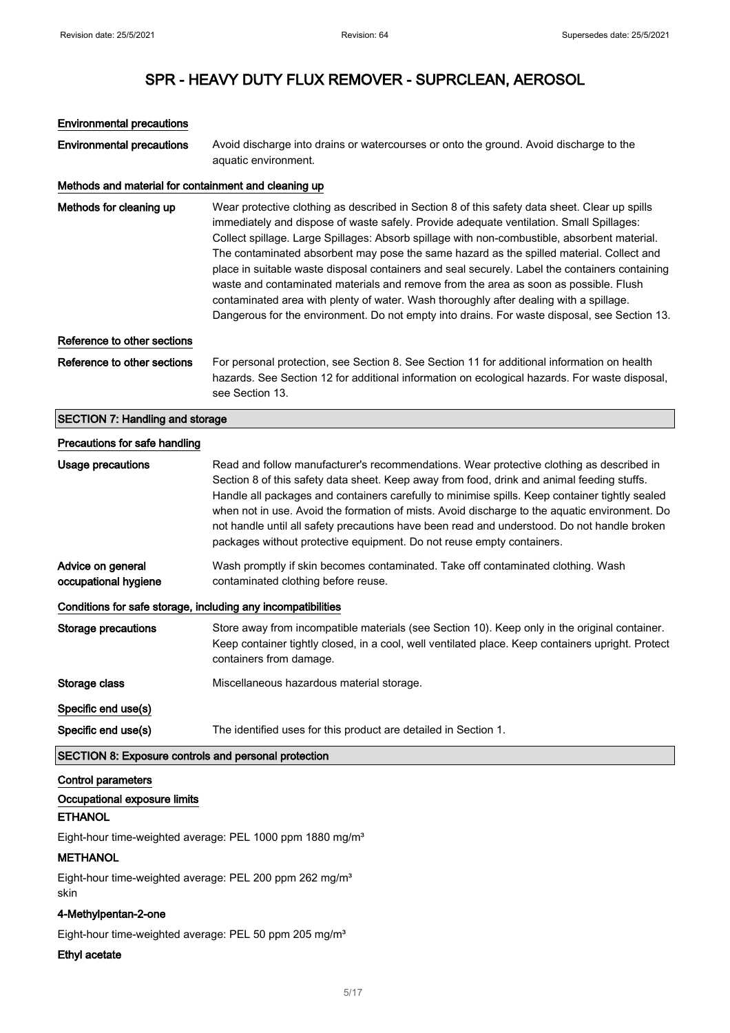### Environmental precautions

| | |
|---|---|
| **Environmental precautions** | Avoid discharge into drains or watercourses or onto the ground. Avoid discharge to the aquatic environment. |

### Methods and material for containment and cleaning up

| | |
|---|---|
| **Methods for cleaning up** | Wear protective clothing as described in Section 8 of this safety data sheet. Clear up spills immediately and dispose of waste safely. Provide adequate ventilation. Small Spillages: Collect spillage. Large Spillages: Absorb spillage with non-combustible, absorbent material. The contaminated absorbent may pose the same hazard as the spilled material. Collect and place in suitable waste disposal containers and seal securely. Label the containers containing waste and contaminated materials and remove from the area as soon as possible. Flush contaminated area with plenty of water. Wash thoroughly after dealing with a spillage. Dangerous for the environment. Do not empty into drains. For waste disposal, see Section 13. |

### Reference to other sections

| | |
|---|---|
| **Reference to other sections** | For personal protection, see Section 8. See Section 11 for additional information on health hazards. See Section 12 for additional information on ecological hazards. For waste disposal, see Section 13. |

## SECTION 7: Handling and storage

### Precautions for safe handling

| | |
|---|---|
| **Usage precautions** | Read and follow manufacturer's recommendations. Wear protective clothing as described in Section 8 of this safety data sheet. Keep away from food, drink and animal feeding stuffs. Handle all packages and containers carefully to minimise spills. Keep container tightly sealed when not in use. Avoid the formation of mists. Avoid discharge to the aquatic environment. Do not handle until all safety precautions have been read and understood. Do not handle broken packages without protective equipment. Do not reuse empty containers. |
| **Advice on general occupational hygiene** | Wash promptly if skin becomes contaminated. Take off contaminated clothing. Wash contaminated clothing before reuse. |

### Conditions for safe storage, including any incompatibilities

| | |
|---|---|
| **Storage precautions** | Store away from incompatible materials (see Section 10). Keep only in the original container. Keep container tightly closed, in a cool, well ventilated place. Keep containers upright. Protect containers from damage. |
| **Storage class** | Miscellaneous hazardous material storage. |

### Specific end use(s)

| | |
|---|---|
| **Specific end use(s)** | The identified uses for this product are detailed in Section 1. |

## SECTION 8: Exposure controls and personal protection

### Control parameters

### Occupational exposure limits

**ETHANOL**

Eight-hour time-weighted average: PEL 1000 ppm 1880 mg/m³

**METHANOL**

Eight-hour time-weighted average: PEL 200 ppm 262 mg/m³
skin

**4-Methylpentan-2-one**

Eight-hour time-weighted average: PEL 50 ppm 205 mg/m³

**Ethyl acetate**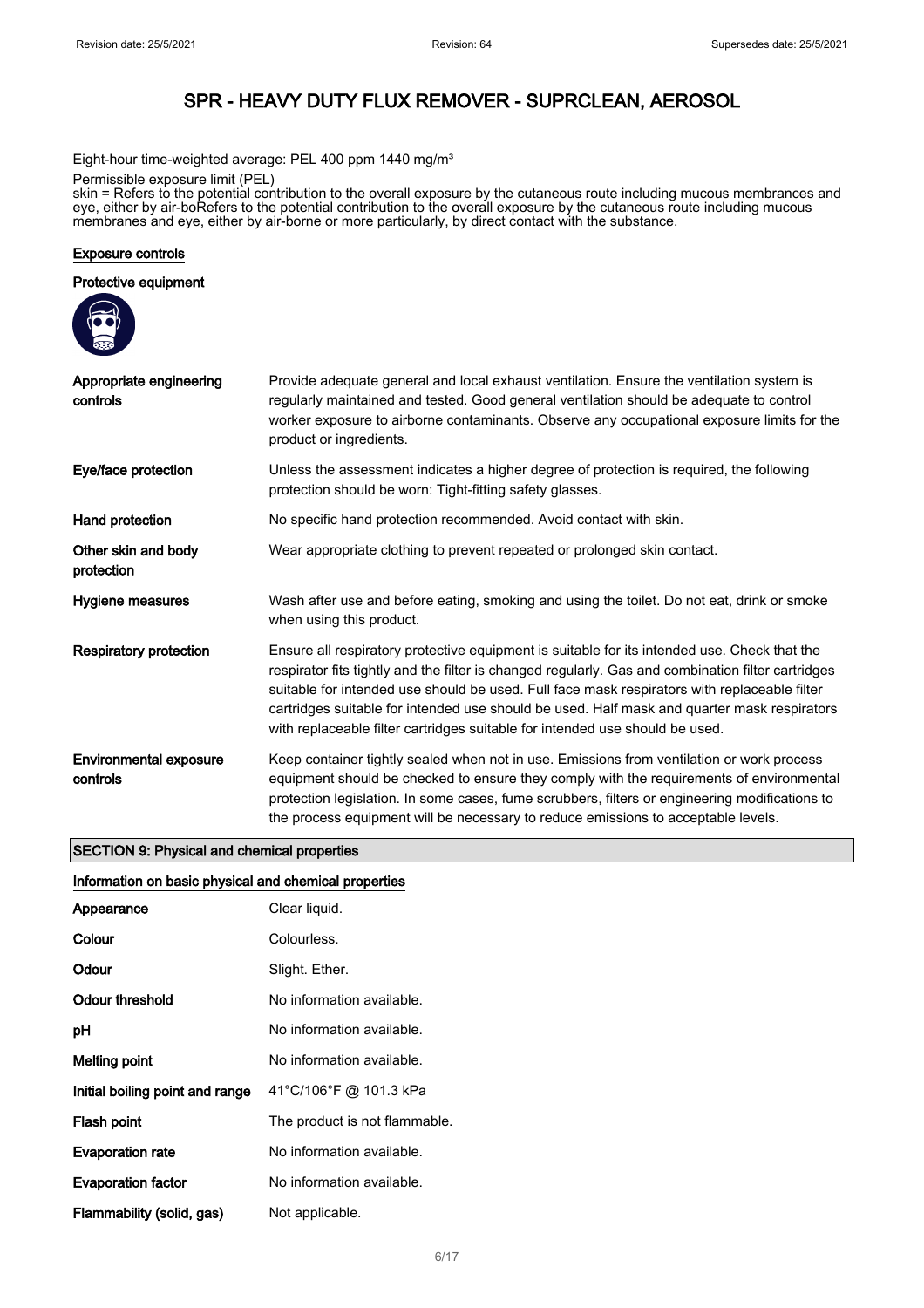Eight-hour time-weighted average: PEL 400 ppm 1440 mg/m³

Permissible exposure limit (PEL)

skin = Refers to the potential contribution to the overall exposure by the cutaneous route including mucous membranes and eye, either by air-boRefers to the potential contribution to the overall exposure by the cutaneous route including mucous membranes and eye, either by air-borne or more particularly, by direct contact with the substance.

### Exposure controls

#### Protective equipment

| | |
|---|---|
| **Appropriate engineering controls** | Provide adequate general and local exhaust ventilation. Ensure the ventilation system is regularly maintained and tested. Good general ventilation should be adequate to control worker exposure to airborne contaminants. Observe any occupational exposure limits for the product or ingredients. |
| **Eye/face protection** | Unless the assessment indicates a higher degree of protection is required, the following protection should be worn: Tight-fitting safety glasses. |
| **Hand protection** | No specific hand protection recommended. Avoid contact with skin. |
| **Other skin and body protection** | Wear appropriate clothing to prevent repeated or prolonged skin contact. |
| **Hygiene measures** | Wash after use and before eating, smoking and using the toilet. Do not eat, drink or smoke when using this product. |
| **Respiratory protection** | Ensure all respiratory protective equipment is suitable for its intended use. Check that the respirator fits tightly and the filter is changed regularly. Gas and combination filter cartridges suitable for intended use should be used. Full face mask respirators with replaceable filter cartridges suitable for intended use should be used. Half mask and quarter mask respirators with replaceable filter cartridges suitable for intended use should be used. |
| **Environmental exposure controls** | Keep container tightly sealed when not in use. Emissions from ventilation or work process equipment should be checked to ensure they comply with the requirements of environmental protection legislation. In some cases, fume scrubbers, filters or engineering modifications to the process equipment will be necessary to reduce emissions to acceptable levels. |

## SECTION 9: Physical and chemical properties

### Information on basic physical and chemical properties

| | |
|---|---|
| **Appearance** | Clear liquid. |
| **Colour** | Colourless. |
| **Odour** | Slight. Ether. |
| **Odour threshold** | No information available. |
| **pH** | No information available. |
| **Melting point** | No information available. |
| **Initial boiling point and range** | 41°C/106°F @ 101.3 kPa |
| **Flash point** | The product is not flammable. |
| **Evaporation rate** | No information available. |
| **Evaporation factor** | No information available. |
| **Flammability (solid, gas)** | Not applicable. |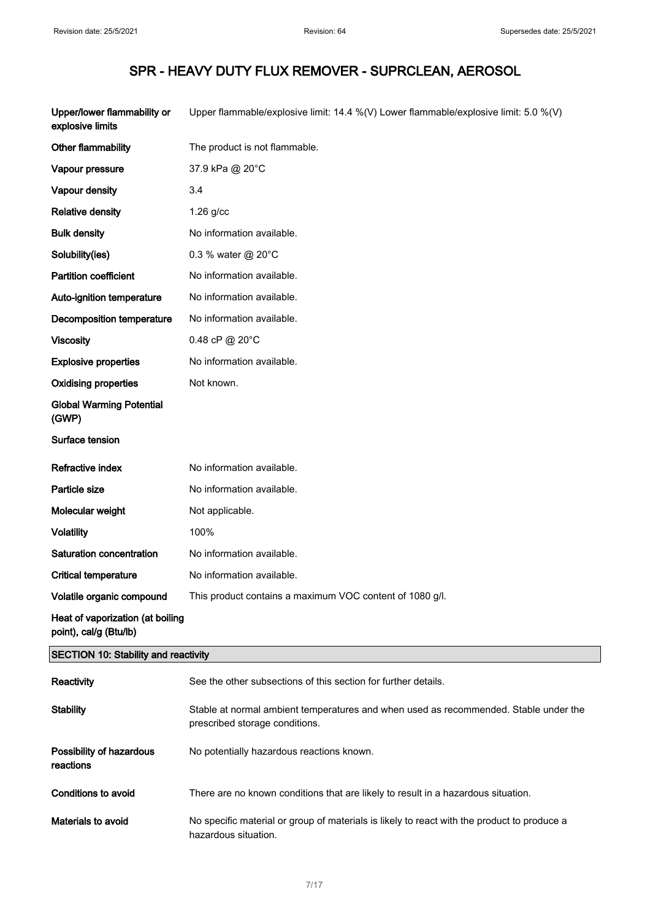# SPR - HEAVY DUTY FLUX REMOVER - SUPRCLEAN, AEROSOL

| | |
|---|---|
| **Upper/lower flammability or explosive limits** | Upper flammable/explosive limit: 14.4 %(V) Lower flammable/explosive limit: 5.0 %(V) |
| **Other flammability** | The product is not flammable. |
| **Vapour pressure** | 37.9 kPa @ 20°C |
| **Vapour density** | 3.4 |
| **Relative density** | 1.26 g/cc |
| **Bulk density** | No information available. |
| **Solubility(ies)** | 0.3 % water @ 20°C |
| **Partition coefficient** | No information available. |
| **Auto-ignition temperature** | No information available. |
| **Decomposition temperature** | No information available. |
| **Viscosity** | 0.48 cP @ 20°C |
| **Explosive properties** | No information available. |
| **Oxidising properties** | Not known. |
| **Global Warming Potential (GWP)** | |
| **Surface tension** | |
| **Refractive index** | No information available. |
| **Particle size** | No information available. |
| **Molecular weight** | Not applicable. |
| **Volatility** | 100% |
| **Saturation concentration** | No information available. |
| **Critical temperature** | No information available. |
| **Volatile organic compound** | This product contains a maximum VOC content of 1080 g/l. |
| **Heat of vaporization (at boiling point), cal/g (Btu/lb)** | |

## SECTION 10: Stability and reactivity

| | |
|---|---|
| **Reactivity** | See the other subsections of this section for further details. |
| **Stability** | Stable at normal ambient temperatures and when used as recommended. Stable under the prescribed storage conditions. |
| **Possibility of hazardous reactions** | No potentially hazardous reactions known. |
| **Conditions to avoid** | There are no known conditions that are likely to result in a hazardous situation. |
| **Materials to avoid** | No specific material or group of materials is likely to react with the product to produce a hazardous situation. |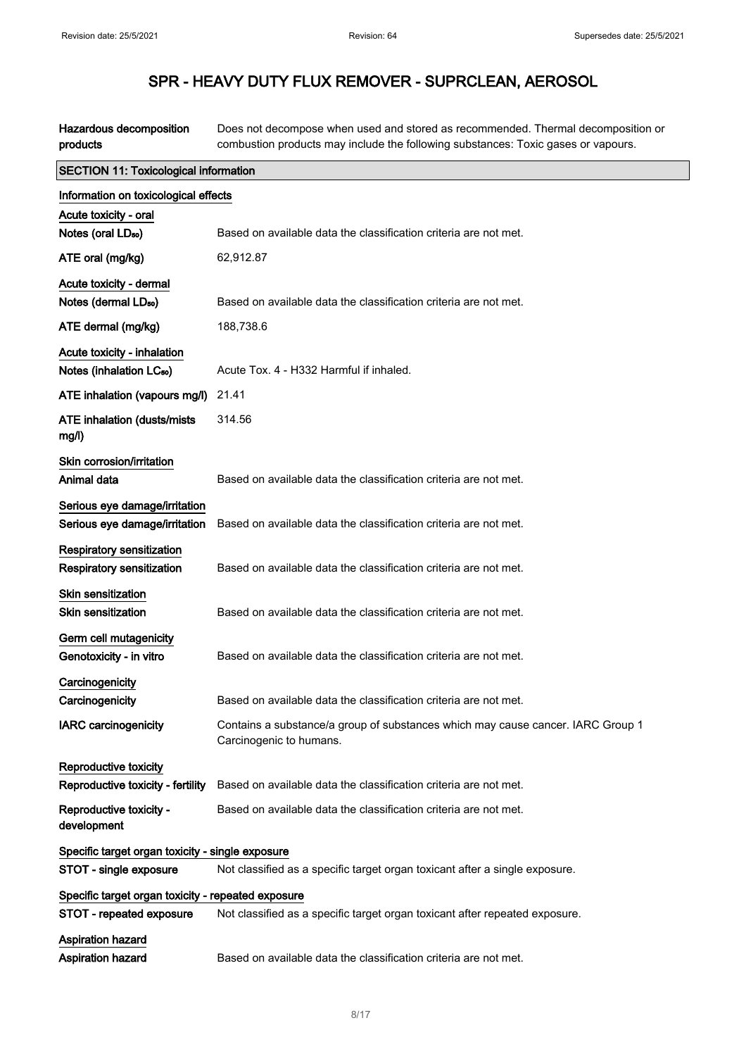| | |
|---|---|
| **Hazardous decomposition products** | Does not decompose when used and stored as recommended. Thermal decomposition or combustion products may include the following substances: Toxic gases or vapours. |

## SECTION 11: Toxicological information

**Information on toxicological effects**

**Acute toxicity - oral**

| | |
|---|---|
| **Notes (oral $LD_{50}$)** | Based on available data the classification criteria are not met. |
| **ATE oral (mg/kg)** | 62,912.87 |

**Acute toxicity - dermal**

| | |
|---|---|
| **Notes (dermal $LD_{50}$)** | Based on available data the classification criteria are not met. |
| **ATE dermal (mg/kg)** | 188,738.6 |

**Acute toxicity - inhalation**

| | |
|---|---|
| **Notes (inhalation $LC_{50}$)** | Acute Tox. 4 - H332 Harmful if inhaled. |
| **ATE inhalation (vapours mg/l)** | 21.41 |
| **ATE inhalation (dusts/mists mg/l)** | 314.56 |

**Skin corrosion/irritation**

| | |
|---|---|
| **Animal data** | Based on available data the classification criteria are not met. |

**Serious eye damage/irritation**

| | |
|---|---|
| **Serious eye damage/irritation** | Based on available data the classification criteria are not met. |

**Respiratory sensitization**

| | |
|---|---|
| **Respiratory sensitization** | Based on available data the classification criteria are not met. |

**Skin sensitization**

| | |
|---|---|
| **Skin sensitization** | Based on available data the classification criteria are not met. |

**Germ cell mutagenicity**

| | |
|---|---|
| **Genotoxicity - in vitro** | Based on available data the classification criteria are not met. |

**Carcinogenicity**

| | |
|---|---|
| **Carcinogenicity** | Based on available data the classification criteria are not met. |
| **IARC carcinogenicity** | Contains a substance/a group of substances which may cause cancer. IARC Group 1 Carcinogenic to humans. |

**Reproductive toxicity**

| | |
|---|---|
| **Reproductive toxicity - fertility** | Based on available data the classification criteria are not met. |
| **Reproductive toxicity - development** | Based on available data the classification criteria are not met. |

**Specific target organ toxicity - single exposure**

| | |
|---|---|
| **STOT - single exposure** | Not classified as a specific target organ toxicant after a single exposure. |

**Specific target organ toxicity - repeated exposure**

| | |
|---|---|
| **STOT - repeated exposure** | Not classified as a specific target organ toxicant after repeated exposure. |

**Aspiration hazard**

| | |
|---|---|
| **Aspiration hazard** | Based on available data the classification criteria are not met. |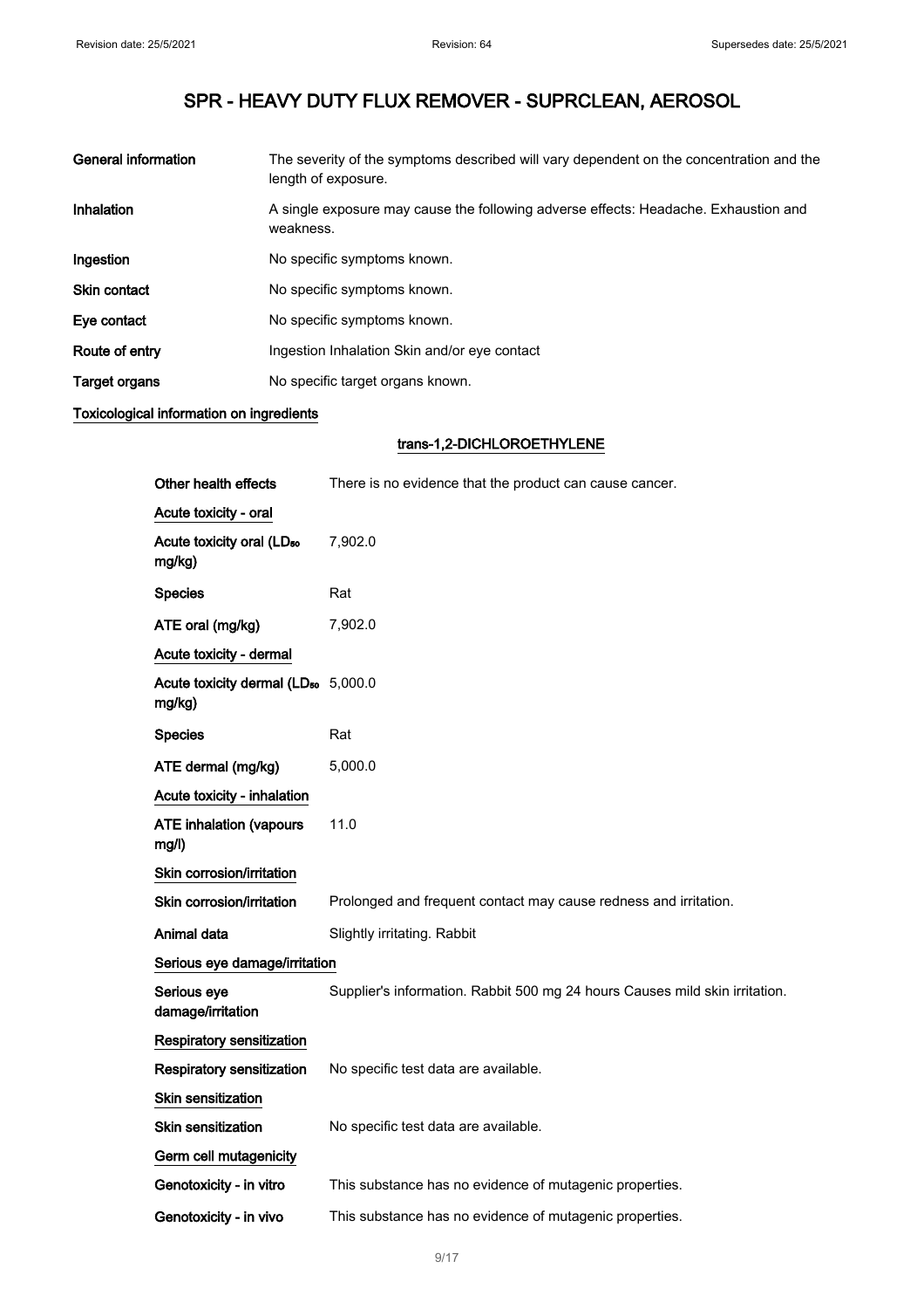| | |
|---|---|
| **General information** | The severity of the symptoms described will vary dependent on the concentration and the length of exposure. |
| **Inhalation** | A single exposure may cause the following adverse effects: Headache. Exhaustion and weakness. |
| **Ingestion** | No specific symptoms known. |
| **Skin contact** | No specific symptoms known. |
| **Eye contact** | No specific symptoms known. |
| **Route of entry** | Ingestion Inhalation Skin and/or eye contact |
| **Target organs** | No specific target organs known. |

**Toxicological information on ingredients**

**trans-1,2-DICHLOROETHYLENE**

| | |
|---|---|
| **Other health effects** | There is no evidence that the product can cause cancer. |
| **Acute toxicity - oral** | |
| **Acute toxicity oral ($LD_{50}$ mg/kg)** | 7,902.0 |
| **Species** | Rat |
| **ATE oral (mg/kg)** | 7,902.0 |
| **Acute toxicity - dermal** | |
| **Acute toxicity dermal ($LD_{50}$ mg/kg)** | 5,000.0 |
| **Species** | Rat |
| **ATE dermal (mg/kg)** | 5,000.0 |
| **Acute toxicity - inhalation** | |
| **ATE inhalation (vapours mg/l)** | 11.0 |
| **Skin corrosion/irritation** | |
| **Skin corrosion/irritation** | Prolonged and frequent contact may cause redness and irritation. |
| **Animal data** | Slightly irritating. Rabbit |
| **Serious eye damage/irritation** | |
| **Serious eye damage/irritation** | Supplier's information. Rabbit 500 mg 24 hours Causes mild skin irritation. |
| **Respiratory sensitization** | |
| **Respiratory sensitization** | No specific test data are available. |
| **Skin sensitization** | |
| **Skin sensitization** | No specific test data are available. |
| **Germ cell mutagenicity** | |
| **Genotoxicity - in vitro** | This substance has no evidence of mutagenic properties. |
| **Genotoxicity - in vivo** | This substance has no evidence of mutagenic properties. |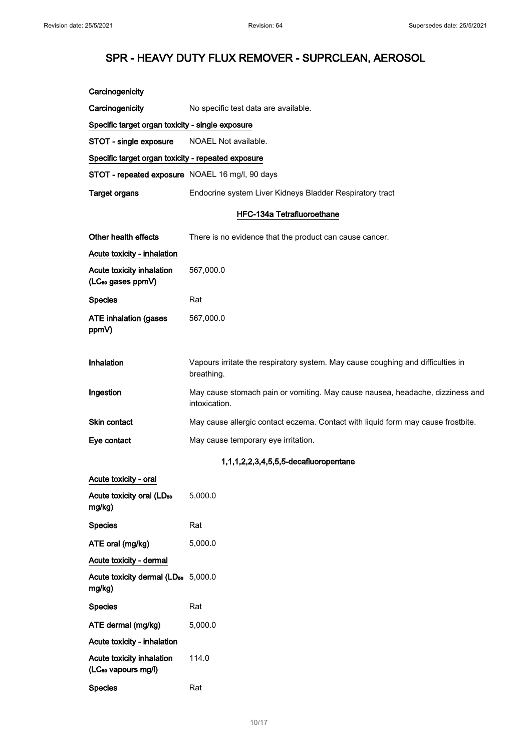# SPR - HEAVY DUTY FLUX REMOVER - SUPRCLEAN, AEROSOL

**Carcinogenicity**

| | |
|---|---|
| **Carcinogenicity** | No specific test data are available. |

**Specific target organ toxicity - single exposure**

| | |
|---|---|
| **STOT - single exposure** | NOAEL Not available. |

**Specific target organ toxicity - repeated exposure**

| | |
|---|---|
| **STOT - repeated exposure** | NOAEL 16 mg/l, 90 days |
| **Target organs** | Endocrine system Liver Kidneys Bladder Respiratory tract |

### HFC-134a Tetrafluoroethane

| | |
|---|---|
| **Other health effects** | There is no evidence that the product can cause cancer. |

**Acute toxicity - inhalation**

| | |
|---|---|
| **Acute toxicity inhalation ($LC_{50}$ gases ppmV)** | 567,000.0 |
| **Species** | Rat |
| **ATE inhalation (gases ppmV)** | 567,000.0 |
| **Inhalation** | Vapours irritate the respiratory system. May cause coughing and difficulties in breathing. |
| **Ingestion** | May cause stomach pain or vomiting. May cause nausea, headache, dizziness and intoxication. |
| **Skin contact** | May cause allergic contact eczema. Contact with liquid form may cause frostbite. |
| **Eye contact** | May cause temporary eye irritation. |

### 1,1,1,2,2,3,4,5,5,5-decafluoropentane

**Acute toxicity - oral**

| | |
|---|---|
| **Acute toxicity oral ($LD_{50}$ mg/kg)** | 5,000.0 |
| **Species** | Rat |
| **ATE oral (mg/kg)** | 5,000.0 |

**Acute toxicity - dermal**

| | |
|---|---|
| **Acute toxicity dermal ($LD_{50}$ mg/kg)** | 5,000.0 |
| **Species** | Rat |
| **ATE dermal (mg/kg)** | 5,000.0 |

**Acute toxicity - inhalation**

| | |
|---|---|
| **Acute toxicity inhalation ($LC_{50}$ vapours mg/l)** | 114.0 |
| **Species** | Rat |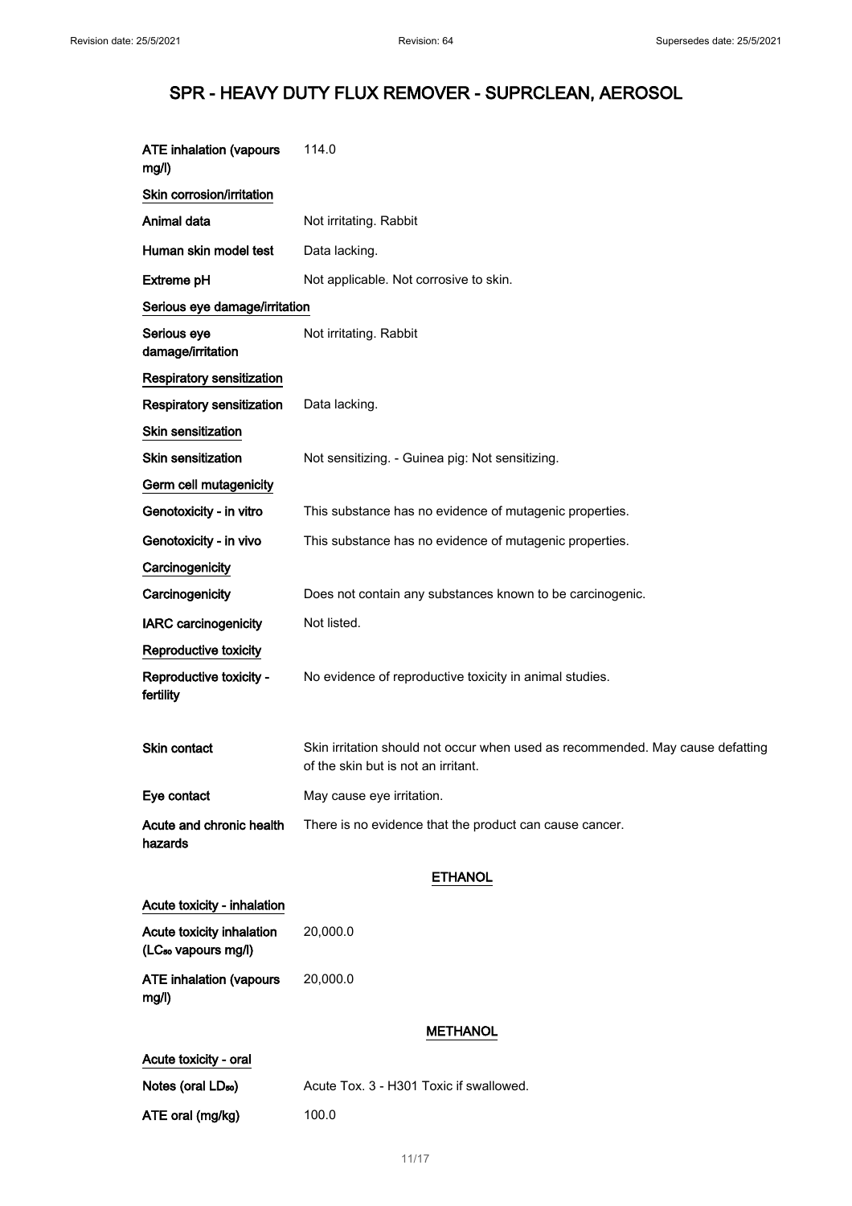# SPR - HEAVY DUTY FLUX REMOVER - SUPRCLEAN, AEROSOL

| | |
|---|---|
| ATE inhalation (vapours mg/l) | 114.0 |

**Skin corrosion/irritation**

| | |
|---|---|
| Animal data | Not irritating. Rabbit |
| Human skin model test | Data lacking. |
| Extreme pH | Not applicable. Not corrosive to skin. |

**Serious eye damage/irritation**

| | |
|---|---|
| Serious eye damage/irritation | Not irritating. Rabbit |

**Respiratory sensitization**

| | |
|---|---|
| Respiratory sensitization | Data lacking. |

**Skin sensitization**

| | |
|---|---|
| Skin sensitization | Not sensitizing. - Guinea pig: Not sensitizing. |

**Germ cell mutagenicity**

| | |
|---|---|
| Genotoxicity - in vitro | This substance has no evidence of mutagenic properties. |
| Genotoxicity - in vivo | This substance has no evidence of mutagenic properties. |

**Carcinogenicity**

| | |
|---|---|
| Carcinogenicity | Does not contain any substances known to be carcinogenic. |
| IARC carcinogenicity | Not listed. |

**Reproductive toxicity**

| | |
|---|---|
| Reproductive toxicity - fertility | No evidence of reproductive toxicity in animal studies. |

| | |
|---|---|
| Skin contact | Skin irritation should not occur when used as recommended. May cause defatting of the skin but is not an irritant. |
| Eye contact | May cause eye irritation. |
| Acute and chronic health hazards | There is no evidence that the product can cause cancer. |

## ETHANOL

**Acute toxicity - inhalation**

| | |
|---|---|
| Acute toxicity inhalation ($LC_{50}$ vapours mg/l) | 20,000.0 |
| ATE inhalation (vapours mg/l) | 20,000.0 |

## METHANOL

**Acute toxicity - oral**

| | |
|---|---|
| Notes (oral $LD_{50}$) | Acute Tox. 3 - H301 Toxic if swallowed. |
| ATE oral (mg/kg) | 100.0 |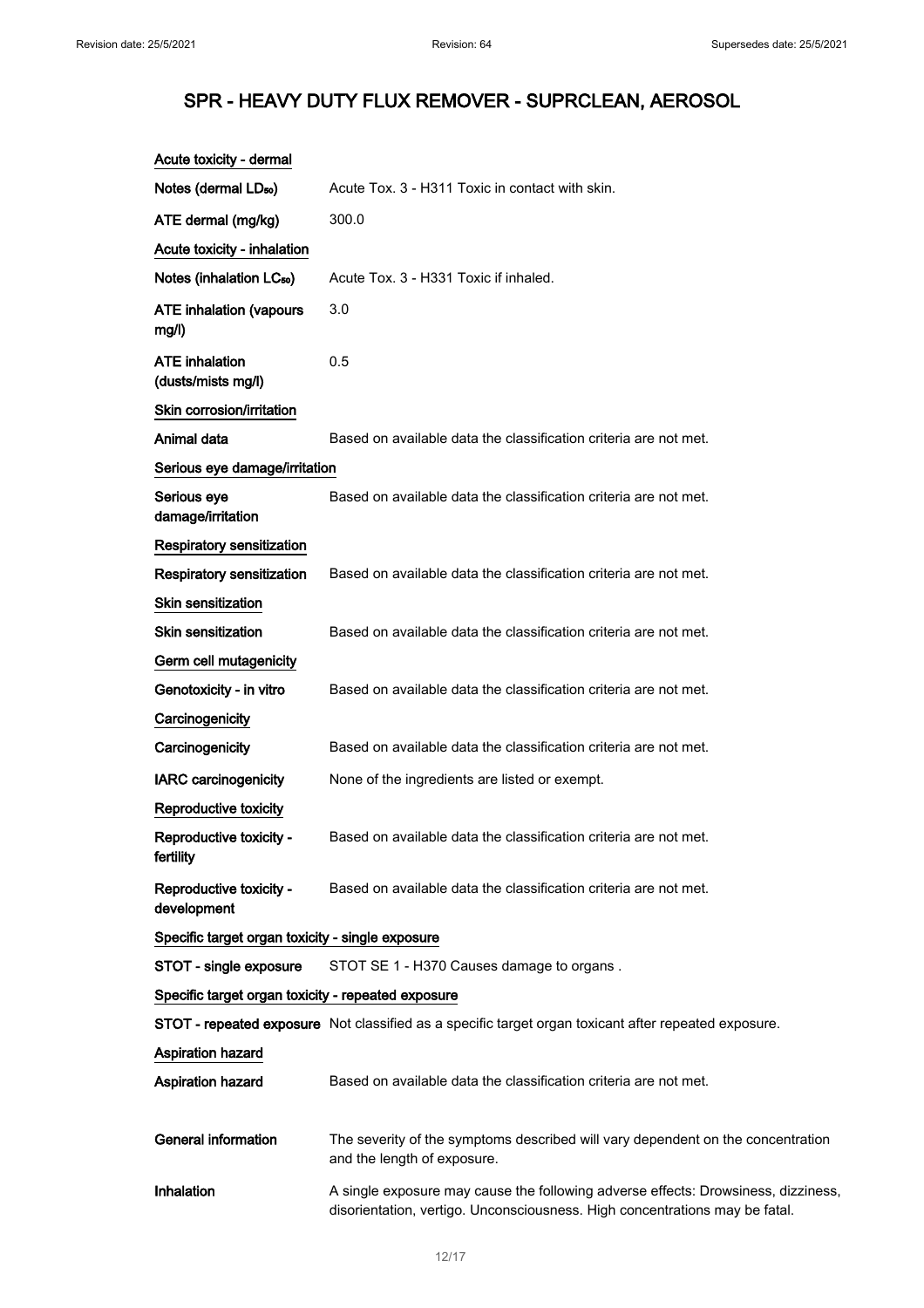# SPR - HEAVY DUTY FLUX REMOVER - SUPRCLEAN, AEROSOL

**Acute toxicity - dermal**

| | |
|---|---|
| **Notes (dermal $LD_{50}$)** | Acute Tox. 3 - H311 Toxic in contact with skin. |
| **ATE dermal (mg/kg)** | 300.0 |

**Acute toxicity - inhalation**

| | |
|---|---|
| **Notes (inhalation $LC_{50}$)** | Acute Tox. 3 - H331 Toxic if inhaled. |
| **ATE inhalation (vapours mg/l)** | 3.0 |
| **ATE inhalation (dusts/mists mg/l)** | 0.5 |

**Skin corrosion/irritation**

| | |
|---|---|
| **Animal data** | Based on available data the classification criteria are not met. |

**Serious eye damage/irritation**

| | |
|---|---|
| **Serious eye damage/irritation** | Based on available data the classification criteria are not met. |

**Respiratory sensitization**

| | |
|---|---|
| **Respiratory sensitization** | Based on available data the classification criteria are not met. |

**Skin sensitization**

| | |
|---|---|
| **Skin sensitization** | Based on available data the classification criteria are not met. |

**Germ cell mutagenicity**

| | |
|---|---|
| **Genotoxicity - in vitro** | Based on available data the classification criteria are not met. |

**Carcinogenicity**

| | |
|---|---|
| **Carcinogenicity** | Based on available data the classification criteria are not met. |
| **IARC carcinogenicity** | None of the ingredients are listed or exempt. |

**Reproductive toxicity**

| | |
|---|---|
| **Reproductive toxicity - fertility** | Based on available data the classification criteria are not met. |
| **Reproductive toxicity - development** | Based on available data the classification criteria are not met. |

**Specific target organ toxicity - single exposure**

| | |
|---|---|
| **STOT - single exposure** | STOT SE 1 - H370 Causes damage to organs . |

**Specific target organ toxicity - repeated exposure**

| | |
|---|---|
| **STOT - repeated exposure** | Not classified as a specific target organ toxicant after repeated exposure. |

**Aspiration hazard**

| | |
|---|---|
| **Aspiration hazard** | Based on available data the classification criteria are not met. |

| | |
|---|---|
| **General information** | The severity of the symptoms described will vary dependent on the concentration and the length of exposure. |
| **Inhalation** | A single exposure may cause the following adverse effects: Drowsiness, dizziness, disorientation, vertigo. Unconsciousness. High concentrations may be fatal. |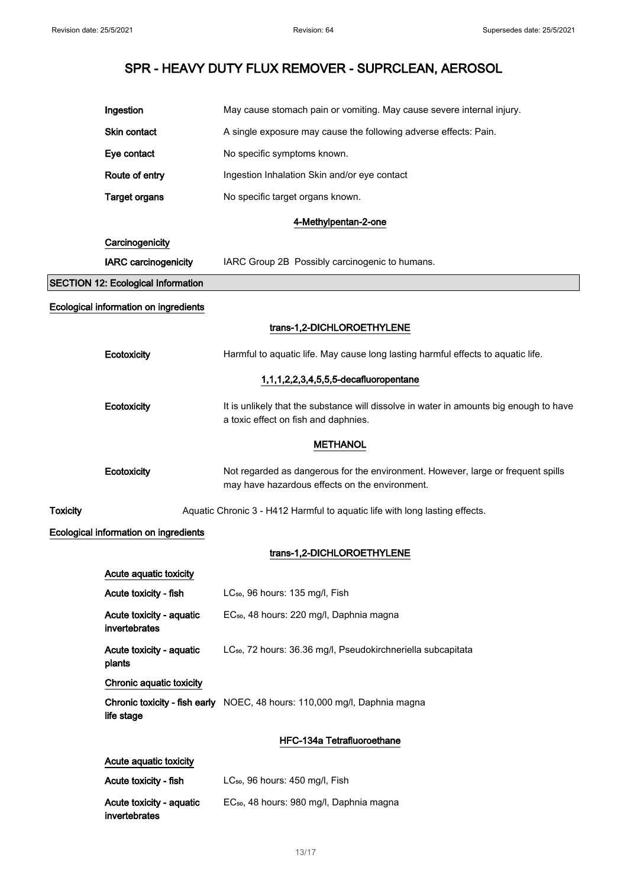| | |
|---|---|
| **Ingestion** | May cause stomach pain or vomiting. May cause severe internal injury. |
| **Skin contact** | A single exposure may cause the following adverse effects: Pain. |
| **Eye contact** | No specific symptoms known. |
| **Route of entry** | Ingestion Inhalation Skin and/or eye contact |
| **Target organs** | No specific target organs known. |

**4-Methylpentan-2-one**

**Carcinogenicity**

| | |
|---|---|
| **IARC carcinogenicity** | IARC Group 2B Possibly carcinogenic to humans. |

## SECTION 12: Ecological Information

**Ecological information on ingredients**

**trans-1,2-DICHLOROETHYLENE**

| | |
|---|---|
| **Ecotoxicity** | Harmful to aquatic life. May cause long lasting harmful effects to aquatic life. |

**1,1,1,2,2,3,4,5,5,5-decafluoropentane**

| | |
|---|---|
| **Ecotoxicity** | It is unlikely that the substance will dissolve in water in amounts big enough to have a toxic effect on fish and daphnies. |

**METHANOL**

| | |
|---|---|
| **Ecotoxicity** | Not regarded as dangerous for the environment. However, large or frequent spills may have hazardous effects on the environment. |

**Toxicity** Aquatic Chronic 3 - H412 Harmful to aquatic life with long lasting effects.

**Ecological information on ingredients**

**trans-1,2-DICHLOROETHYLENE**

**Acute aquatic toxicity**

| | |
|---|---|
| **Acute toxicity - fish** | $LC_{50}$, 96 hours: 135 mg/l, Fish |
| **Acute toxicity - aquatic invertebrates** | $EC_{50}$, 48 hours: 220 mg/l, Daphnia magna |
| **Acute toxicity - aquatic plants** | $LC_{50}$, 72 hours: 36.36 mg/l, Pseudokirchneriella subcapitata |

**Chronic aquatic toxicity**

| | |
|---|---|
| **Chronic toxicity - fish early life stage** | NOEC, 48 hours: 110,000 mg/l, Daphnia magna |

**HFC-134a Tetrafluoroethane**

**Acute aquatic toxicity**

| | |
|---|---|
| **Acute toxicity - fish** | $LC_{50}$, 96 hours: 450 mg/l, Fish |
| **Acute toxicity - aquatic invertebrates** | $EC_{50}$, 48 hours: 980 mg/l, Daphnia magna |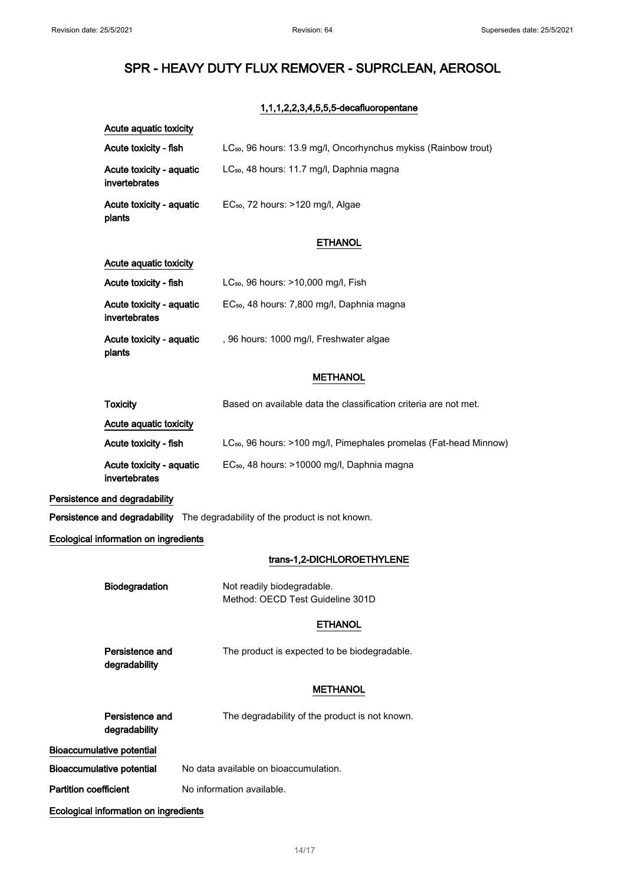# SPR - HEAVY DUTY FLUX REMOVER - SUPRCLEAN, AEROSOL

### 1,1,1,2,2,3,4,5,5,5-decafluoropentane

**Acute aquatic toxicity**

| | |
|---|---|
| Acute toxicity - fish | $LC_{50}$, 96 hours: 13.9 mg/l, Oncorhynchus mykiss (Rainbow trout) |
| Acute toxicity - aquatic invertebrates | $LC_{50}$, 48 hours: 11.7 mg/l, Daphnia magna |
| Acute toxicity - aquatic plants | $EC_{50}$, 72 hours: >120 mg/l, Algae |

### ETHANOL

**Acute aquatic toxicity**

| | |
|---|---|
| Acute toxicity - fish | $LC_{50}$, 96 hours: >10,000 mg/l, Fish |
| Acute toxicity - aquatic invertebrates | $EC_{50}$, 48 hours: 7,800 mg/l, Daphnia magna |
| Acute toxicity - aquatic plants | , 96 hours: 1000 mg/l, Freshwater algae |

### METHANOL

| | |
|---|---|
| Toxicity | Based on available data the classification criteria are not met. |

**Acute aquatic toxicity**

| | |
|---|---|
| Acute toxicity - fish | $LC_{50}$, 96 hours: >100 mg/l, Pimephales promelas (Fat-head Minnow) |
| Acute toxicity - aquatic invertebrates | $EC_{50}$, 48 hours: >10000 mg/l, Daphnia magna |

## Persistence and degradability

**Persistence and degradability** The degradability of the product is not known.

**Ecological information on ingredients**

### trans-1,2-DICHLOROETHYLENE

| | |
|---|---|
| Biodegradation | Not readily biodegradable.<br>Method: OECD Test Guideline 301D |

### ETHANOL

| | |
|---|---|
| Persistence and degradability | The product is expected to be biodegradable. |

### METHANOL

| | |
|---|---|
| Persistence and degradability | The degradability of the product is not known. |

## Bioaccumulative potential

**Bioaccumulative potential** No data available on bioaccumulation.

**Partition coefficient** No information available.

**Ecological information on ingredients**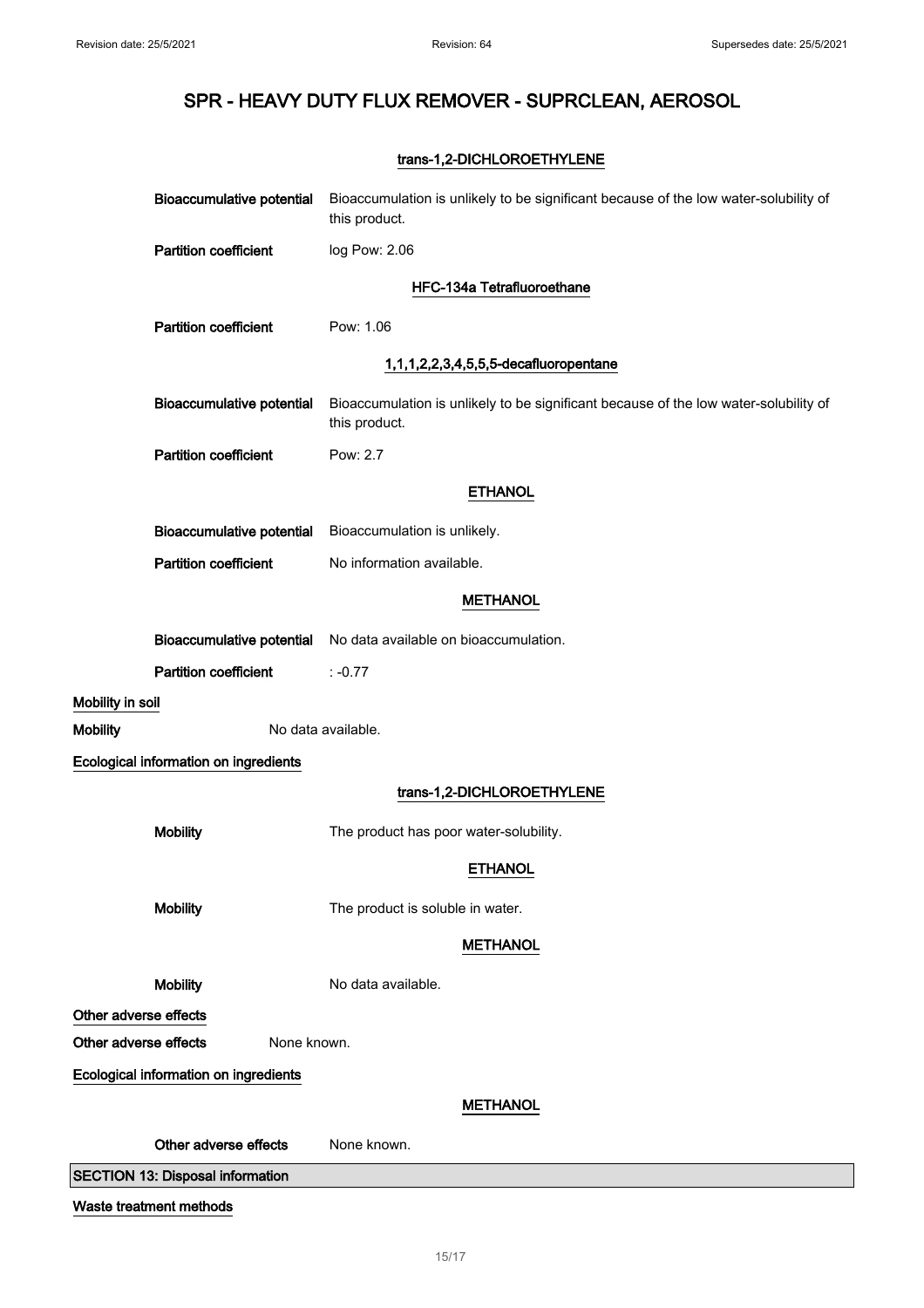# SPR - HEAVY DUTY FLUX REMOVER - SUPRCLEAN, AEROSOL

**trans-1,2-DICHLOROETHYLENE**

**Bioaccumulative potential** Bioaccumulation is unlikely to be significant because of the low water-solubility of this product.

**Partition coefficient** log Pow: 2.06

**HFC-134a Tetrafluoroethane**

**Partition coefficient** Pow: 1.06

**1,1,1,2,2,3,4,5,5,5-decafluoropentane**

**Bioaccumulative potential** Bioaccumulation is unlikely to be significant because of the low water-solubility of this product.

**Partition coefficient** Pow: 2.7

**ETHANOL**

**Bioaccumulative potential** Bioaccumulation is unlikely.

**Partition coefficient** No information available.

**METHANOL**

**Bioaccumulative potential** No data available on bioaccumulation.

**Partition coefficient** : -0.77

**Mobility in soil**

**Mobility** No data available.

**Ecological information on ingredients**

**trans-1,2-DICHLOROETHYLENE**

**Mobility** The product has poor water-solubility.

**ETHANOL**

**Mobility** The product is soluble in water.

**METHANOL**

**Mobility** No data available.

**Other adverse effects**

**Other adverse effects** None known.

**Ecological information on ingredients**

**METHANOL**

**Other adverse effects** None known.

## SECTION 13: Disposal information

**Waste treatment methods**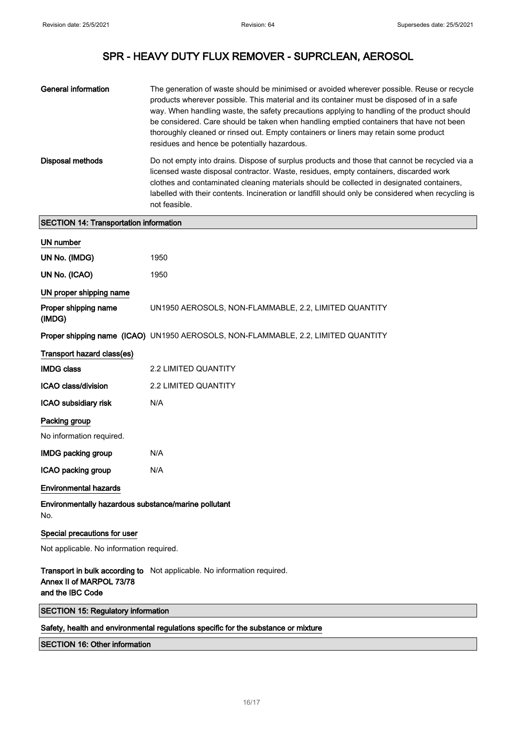| | |
|---|---|
| **General information** | The generation of waste should be minimised or avoided wherever possible. Reuse or recycle products wherever possible. This material and its container must be disposed of in a safe way. When handling waste, the safety precautions applying to handling of the product should be considered. Care should be taken when handling emptied containers that have not been thoroughly cleaned or rinsed out. Empty containers or liners may retain some product residues and hence be potentially hazardous. |
| **Disposal methods** | Do not empty into drains. Dispose of surplus products and those that cannot be recycled via a licensed waste disposal contractor. Waste, residues, empty containers, discarded work clothes and contaminated cleaning materials should be collected in designated containers, labelled with their contents. Incineration or landfill should only be considered when recycling is not feasible. |

## SECTION 14: Transportation information

### UN number

| | |
|---|---|
| **UN No. (IMDG)** | 1950 |
| **UN No. (ICAO)** | 1950 |

### UN proper shipping name

| | |
|---|---|
| **Proper shipping name (IMDG)** | UN1950 AEROSOLS, NON-FLAMMABLE, 2.2, LIMITED QUANTITY |
| **Proper shipping name (ICAO)** | UN1950 AEROSOLS, NON-FLAMMABLE, 2.2, LIMITED QUANTITY |

### Transport hazard class(es)

| | |
|---|---|
| **IMDG class** | 2.2 LIMITED QUANTITY |
| **ICAO class/division** | 2.2 LIMITED QUANTITY |
| **ICAO subsidiary risk** | N/A |

### Packing group

No information required.

| | |
|---|---|
| **IMDG packing group** | N/A |
| **ICAO packing group** | N/A |

### Environmental hazards

**Environmentally hazardous substance/marine pollutant**

No.

### Special precautions for user

Not applicable. No information required.

| | |
|---|---|
| **Transport in bulk according to Annex II of MARPOL 73/78 and the IBC Code** | Not applicable. No information required. |

## SECTION 15: Regulatory information

### Safety, health and environmental regulations specific for the substance or mixture

## SECTION 16: Other information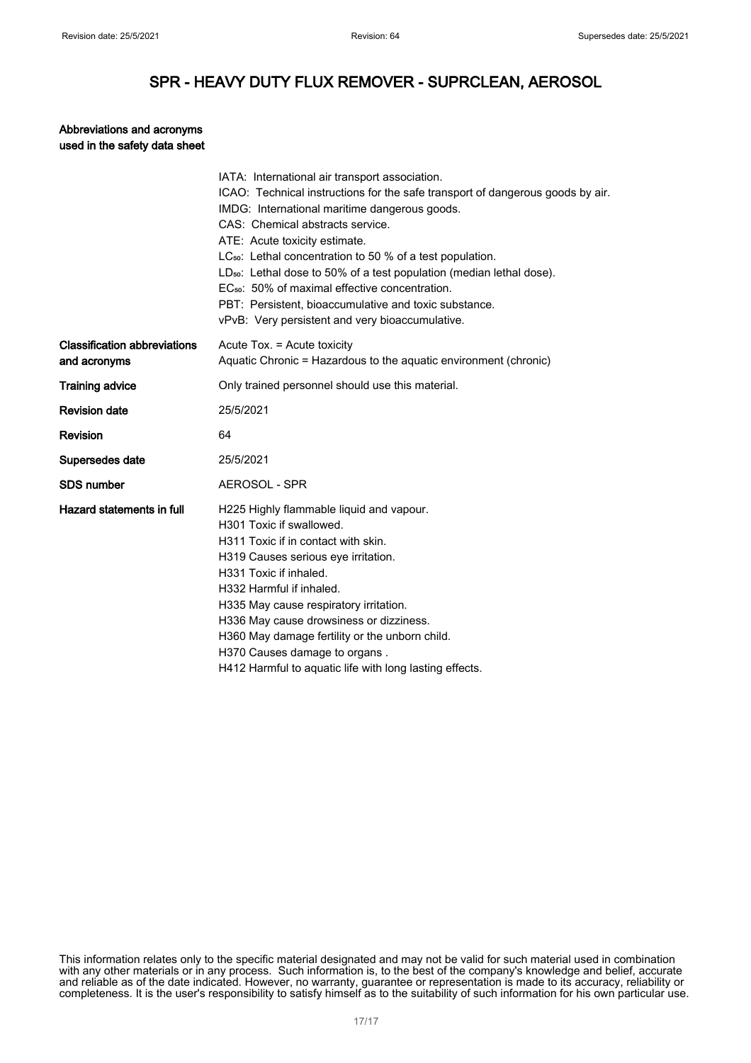# SPR - HEAVY DUTY FLUX REMOVER - SUPRCLEAN, AEROSOL

**Abbreviations and acronyms used in the safety data sheet**

IATA: International air transport association.
ICAO: Technical instructions for the safe transport of dangerous goods by air.
IMDG: International maritime dangerous goods.
CAS: Chemical abstracts service.
ATE: Acute toxicity estimate.
$LC_{50}$: Lethal concentration to 50 % of a test population.
$LD_{50}$: Lethal dose to 50% of a test population (median lethal dose).
$EC_{50}$: 50% of maximal effective concentration.
PBT: Persistent, bioaccumulative and toxic substance.
vPvB: Very persistent and very bioaccumulative.

**Classification abbreviations and acronyms**

Acute Tox. = Acute toxicity
Aquatic Chronic = Hazardous to the aquatic environment (chronic)

**Training advice**

Only trained personnel should use this material.

**Revision date**

25/5/2021

**Revision**

64

**Supersedes date**

25/5/2021

**SDS number**

AEROSOL - SPR

**Hazard statements in full**

H225 Highly flammable liquid and vapour.
H301 Toxic if swallowed.
H311 Toxic if in contact with skin.
H319 Causes serious eye irritation.
H331 Toxic if inhaled.
H332 Harmful if inhaled.
H335 May cause respiratory irritation.
H336 May cause drowsiness or dizziness.
H360 May damage fertility or the unborn child.
H370 Causes damage to organs .
H412 Harmful to aquatic life with long lasting effects.

This information relates only to the specific material designated and may not be valid for such material used in combination with any other materials or in any process. Such information is, to the best of the company's knowledge and belief, accurate and reliable as of the date indicated. However, no warranty, guarantee or representation is made to its accuracy, reliability or completeness. It is the user's responsibility to satisfy himself as to the suitability of such information for his own particular use.